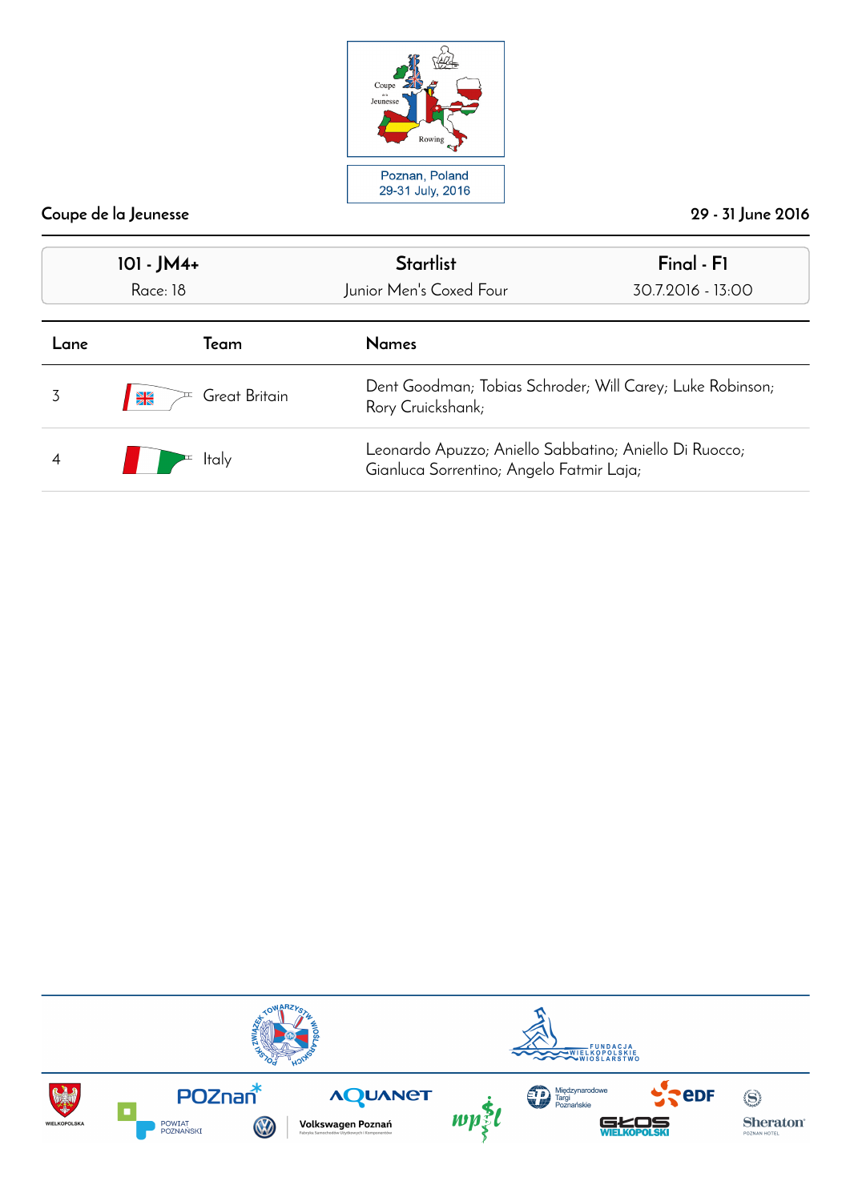Poznan, Poland
29-31 July, 2016

**Coupe de la Jeunesse** — **29 - 31 June 2016**

| **101 - JM4+** | **Startlist** | **Final - F1** |
|---|---|---|
| Race: 18 | Junior Men's Coxed Four | 30.7.2016 - 13:00 |

| Lane | Team | Names |
|---|---|---|
| 3 | Great Britain | Dent Goodman; Tobias Schroder; Will Carey; Luke Robinson; Rory Cruickshank; |
| 4 | Italy | Leonardo Apuzzo; Aniello Sabbatino; Aniello Di Ruocco; Gianluca Sorrentino; Angelo Fatmir Laja; |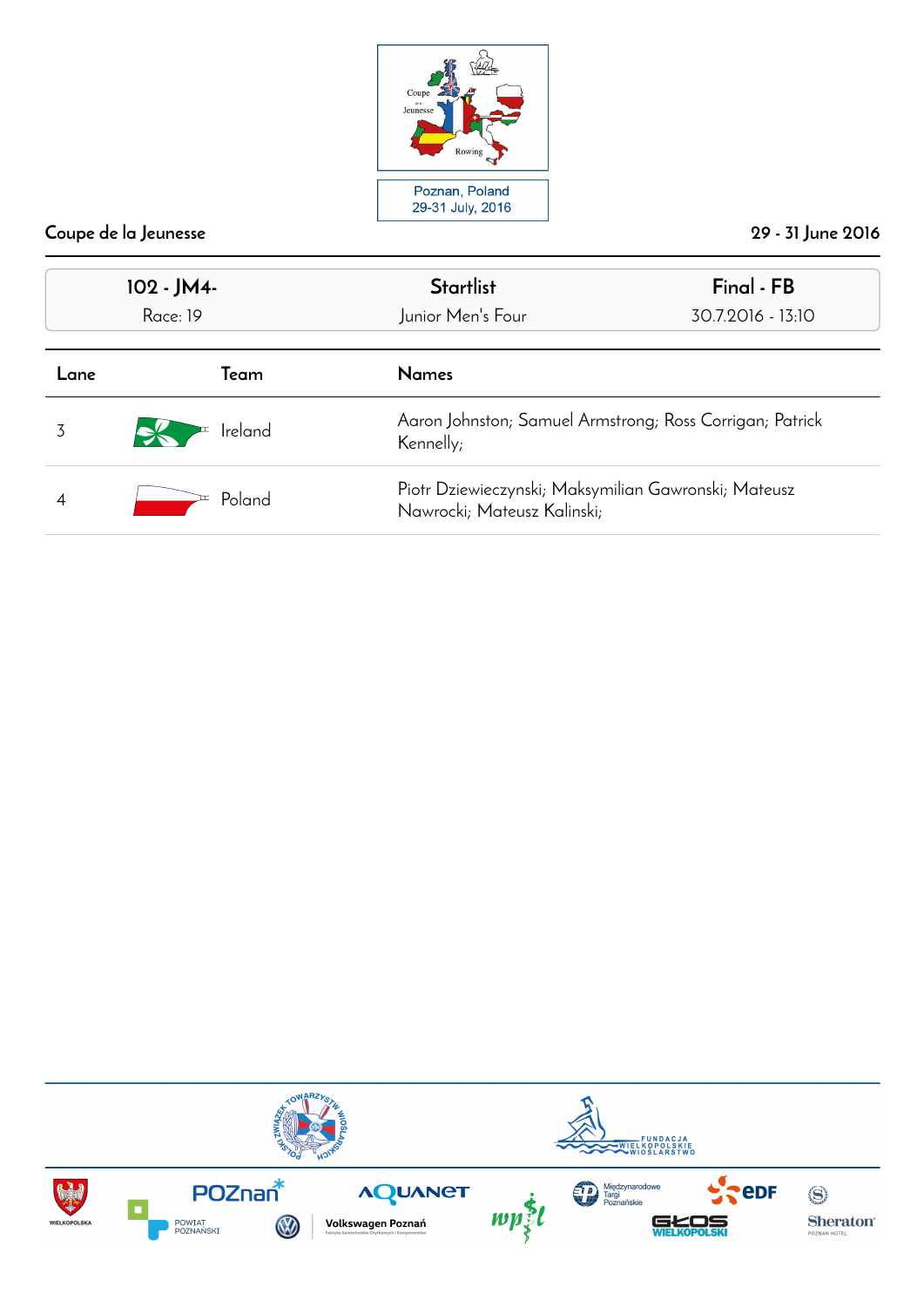Coupe de la Jeunesse

29 - 31 June 2016

| 102 - JM4- | Startlist | Final - FB |
|---|---|---|
| Race: 19 | Junior Men's Four | 30.7.2016 - 13:10 |

| Lane | Team | Names |
|---|---|---|
| 3 | Ireland | Aaron Johnston; Samuel Armstrong; Ross Corrigan; Patrick Kennelly; |
| 4 | Poland | Piotr Dziewieczynski; Maksymilian Gawronski; Mateusz Nawrocki; Mateusz Kalinski; |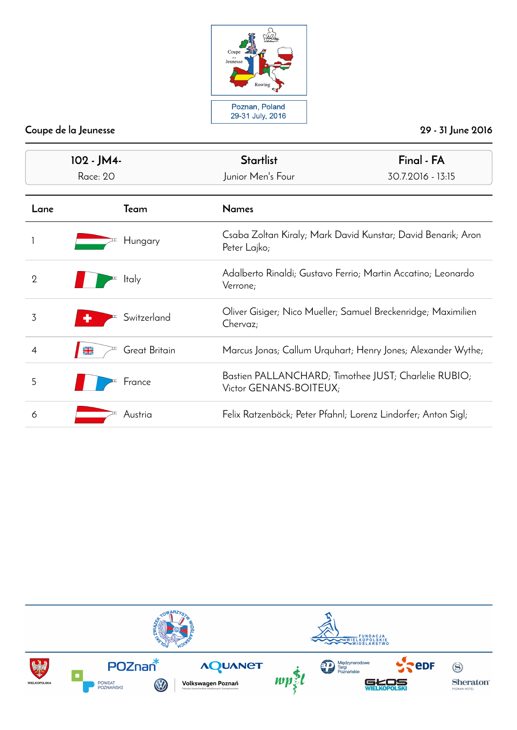Poznan, Poland
29-31 July, 2016

Coupe de la Jeunesse — 29 - 31 June 2016

| 102 - JM4- | Startlist | Final - FA |
|---|---|---|
| Race: 20 | Junior Men's Four | 30.7.2016 - 13:15 |

| Lane | Team | Names |
|---|---|---|
| 1 | Hungary | Csaba Zoltan Kiraly; Mark David Kunstar; David Benarik; Aron Peter Lajko; |
| 2 | Italy | Adalberto Rinaldi; Gustavo Ferrio; Martin Accatino; Leonardo Verrone; |
| 3 | Switzerland | Oliver Gisiger; Nico Mueller; Samuel Breckenridge; Maximilien Chervaz; |
| 4 | Great Britain | Marcus Jonas; Callum Urquhart; Henry Jones; Alexander Wythe; |
| 5 | France | Bastien PALLANCHARD; Timothee JUST; Charlelie RUBIO; Victor GENANS-BOITEUX; |
| 6 | Austria | Felix Ratzenböck; Peter Pfahnl; Lorenz Lindorfer; Anton Sigl; |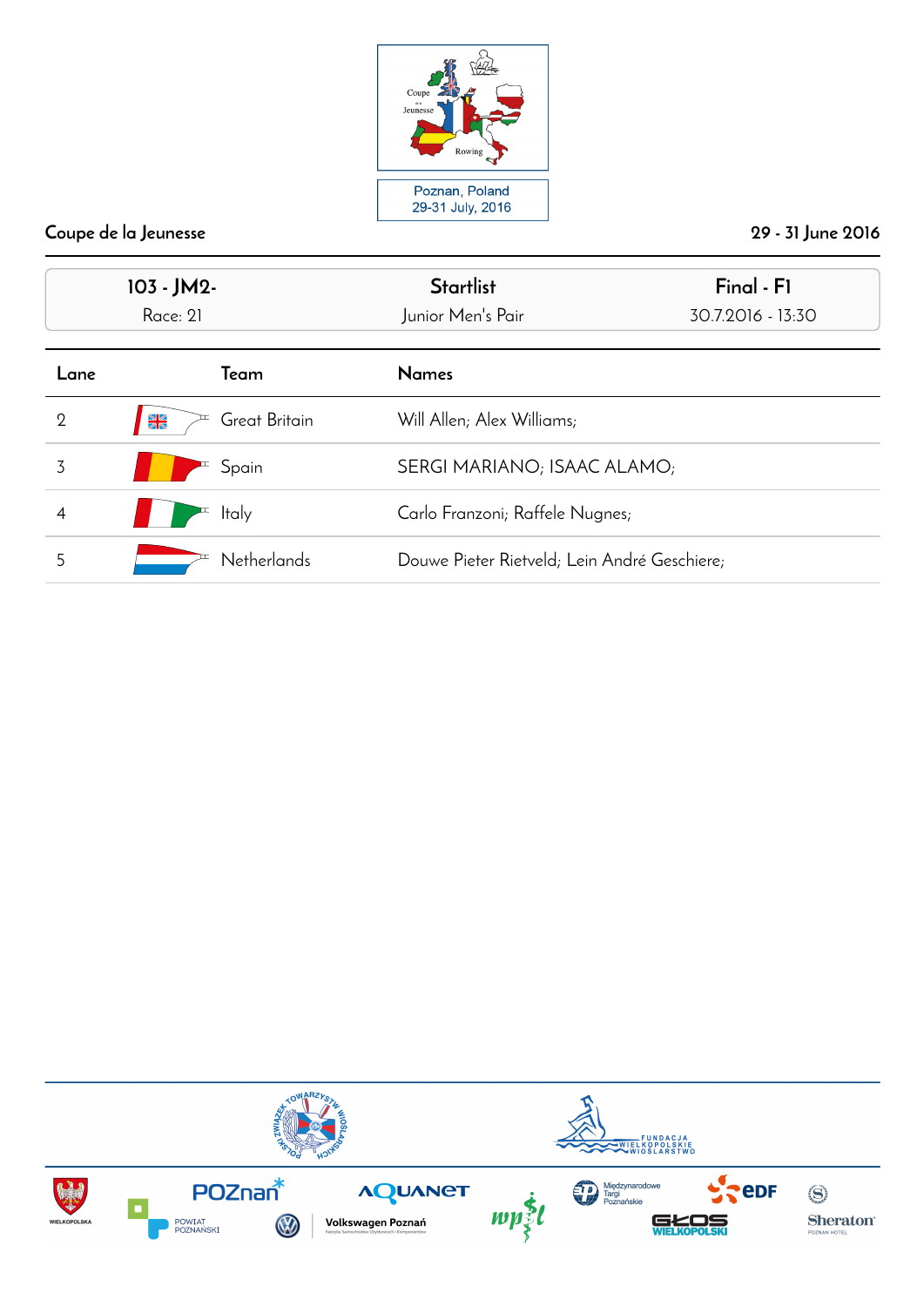Poznan, Poland
29-31 July, 2016

Coupe de la Jeunesse — 29 - 31 June 2016

| 103 - JM2- | Startlist | Final - F1 |
|---|---|---|
| Race: 21 | Junior Men's Pair | 30.7.2016 - 13:30 |

| Lane | Team | Names |
|---|---|---|
| 2 | Great Britain | Will Allen; Alex Williams; |
| 3 | Spain | SERGI MARIANO; ISAAC ALAMO; |
| 4 | Italy | Carlo Franzoni; Raffele Nugnes; |
| 5 | Netherlands | Douwe Pieter Rietveld; Lein André Geschiere; |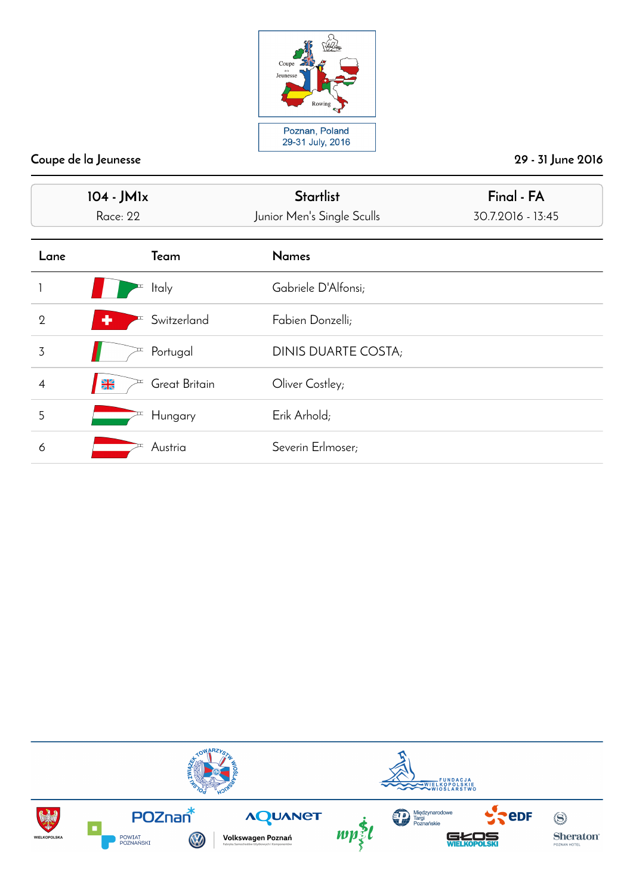Coupe de la Jeunesse

29 - 31 June 2016

| 104 - JM1x | Startlist | Final - FA |
|---|---|---|
| Race: 22 | Junior Men's Single Sculls | 30.7.2016 - 13:45 |

| Lane | Team | Names |
|---|---|---|
| 1 | Italy | Gabriele D'Alfonsi; |
| 2 | Switzerland | Fabien Donzelli; |
| 3 | Portugal | DINIS DUARTE COSTA; |
| 4 | Great Britain | Oliver Costley; |
| 5 | Hungary | Erik Arhold; |
| 6 | Austria | Severin Erlmoser; |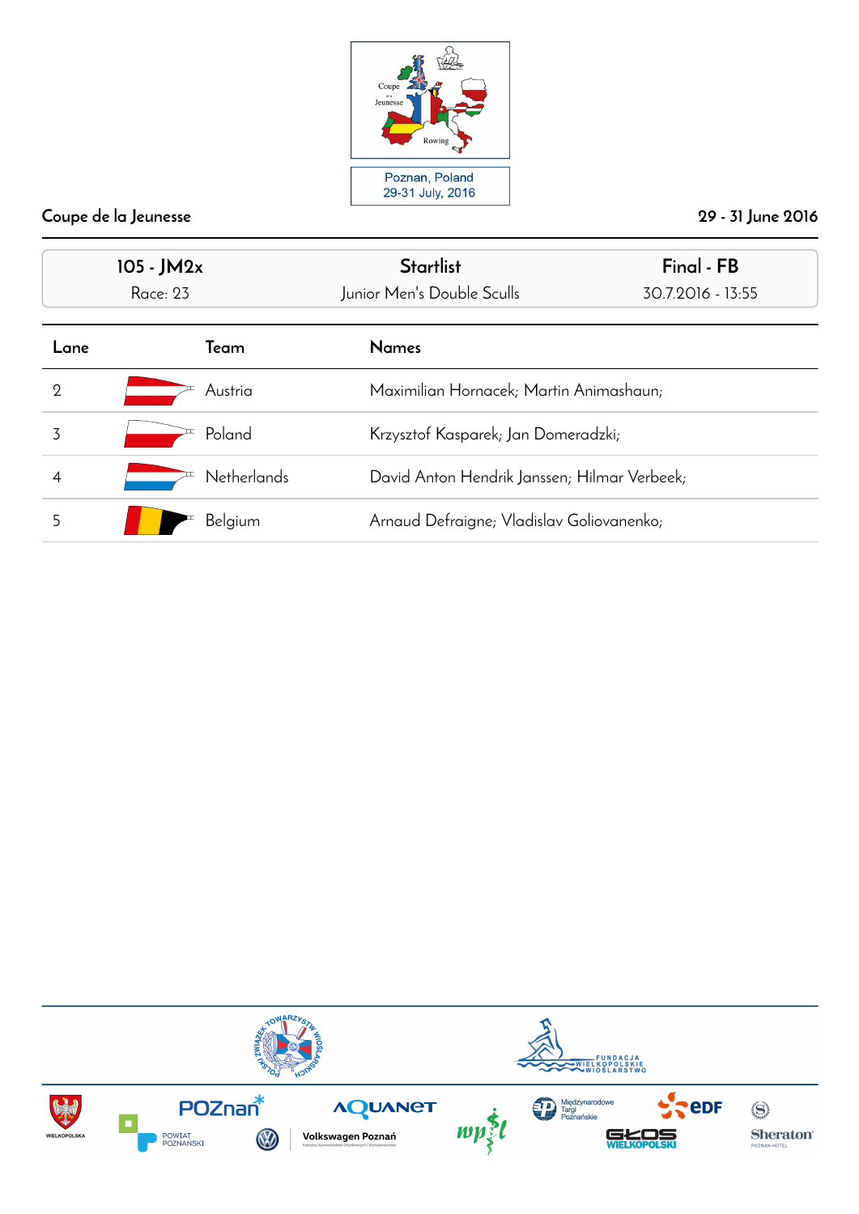Poznan, Poland
29-31 July, 2016

Coupe de la Jeunesse — 29 - 31 June 2016

| 105 - JM2x | Startlist | Final - FB |
|---|---|---|
| Race: 23 | Junior Men's Double Sculls | 30.7.2016 - 13:55 |

| Lane | Team | Names |
|---|---|---|
| 2 | Austria | Maximilian Hornacek; Martin Animashaun; |
| 3 | Poland | Krzysztof Kasparek; Jan Domeradzki; |
| 4 | Netherlands | David Anton Hendrik Janssen; Hilmar Verbeek; |
| 5 | Belgium | Arnaud Defraigne; Vladislav Goliovanenko; |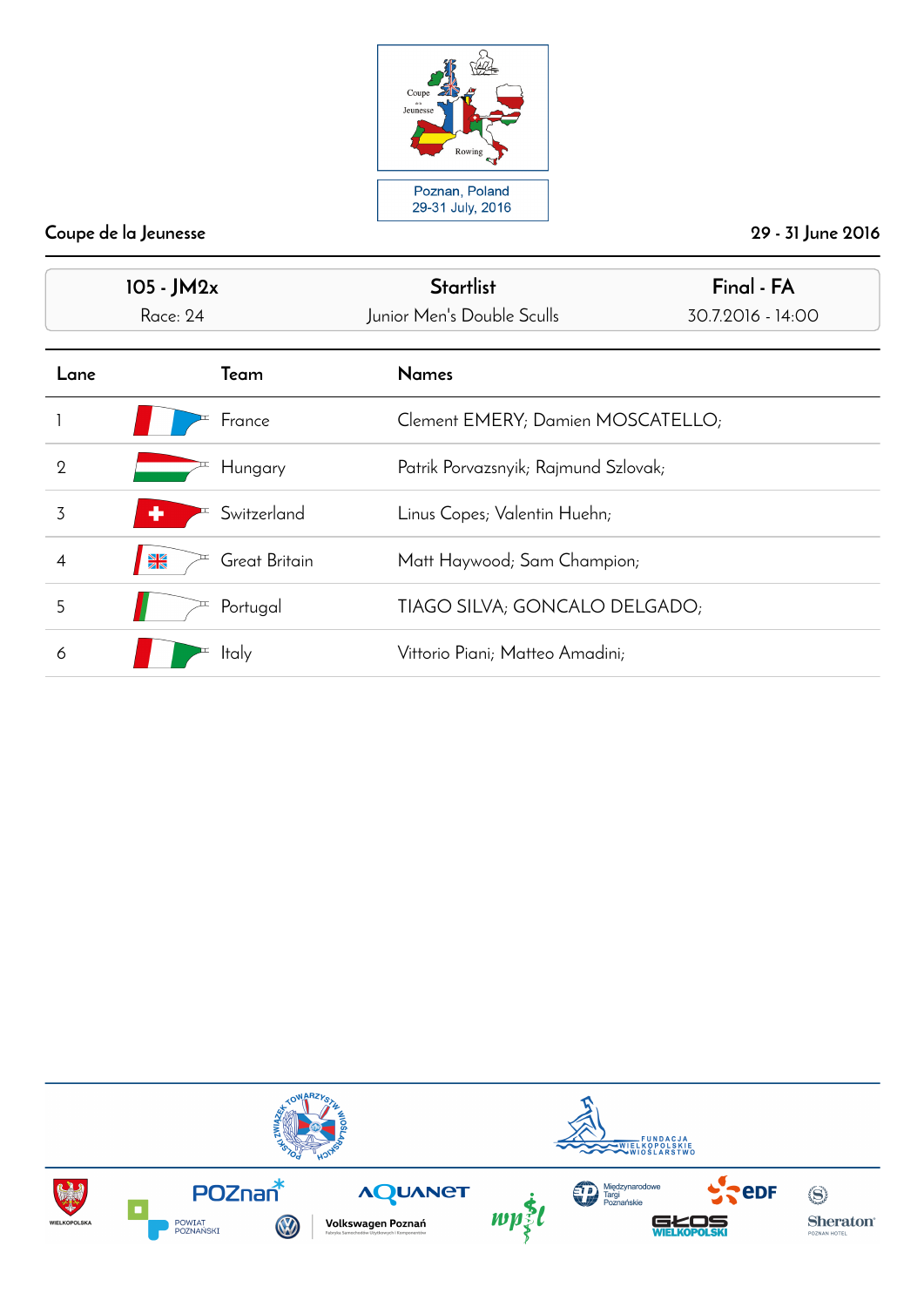Coupe de la Jeunesse

Poznan, Poland
29-31 July, 2016

Coupe de la Jeunesse — 29 - 31 June 2016

| 105 - JM2x | Startlist | Final - FA |
|---|---|---|
| Race: 24 | Junior Men's Double Sculls | 30.7.2016 - 14:00 |

| Lane | Team | Names |
|---|---|---|
| 1 | France | Clement EMERY; Damien MOSCATELLO; |
| 2 | Hungary | Patrik Porvazsnyik; Rajmund Szlovak; |
| 3 | Switzerland | Linus Copes; Valentin Huehn; |
| 4 | Great Britain | Matt Haywood; Sam Champion; |
| 5 | Portugal | TIAGO SILVA; GONCALO DELGADO; |
| 6 | Italy | Vittorio Piani; Matteo Amadini; |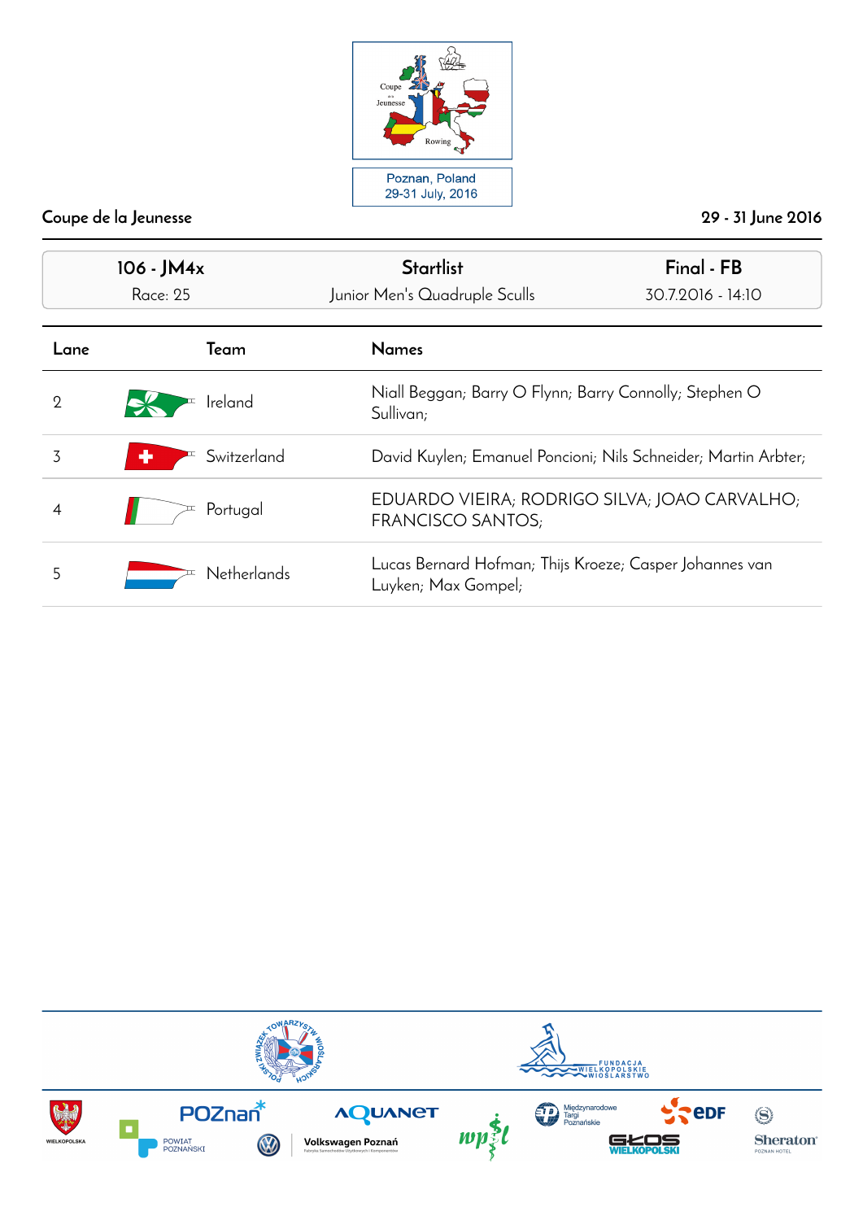Coupe de la Jeunesse

29 - 31 June 2016

| 106 - JM4x | Startlist | Final - FB |
|---|---|---|
| Race: 25 | Junior Men's Quadruple Sculls | 30.7.2016 - 14:10 |

| Lane | Team | Names |
|---|---|---|
| 2 | Ireland | Niall Beggan; Barry O Flynn; Barry Connolly; Stephen O Sullivan; |
| 3 | Switzerland | David Kuylen; Emanuel Poncioni; Nils Schneider; Martin Arbter; |
| 4 | Portugal | EDUARDO VIEIRA; RODRIGO SILVA; JOAO CARVALHO; FRANCISCO SANTOS; |
| 5 | Netherlands | Lucas Bernard Hofman; Thijs Kroeze; Casper Johannes van Luyken; Max Gompel; |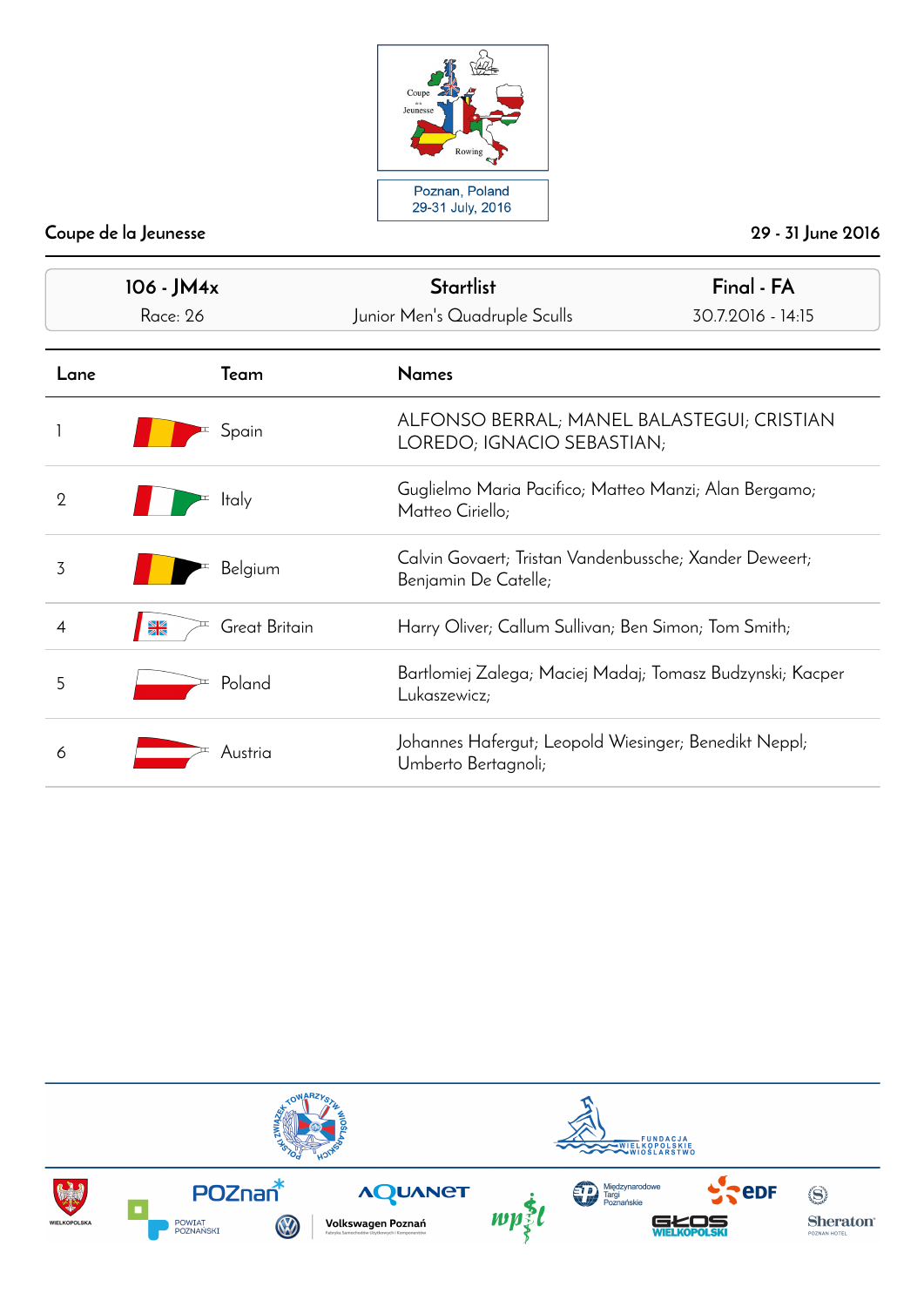Poznan, Poland
29-31 July, 2016

Coupe de la Jeunesse

29 - 31 June 2016

| 106 - JM4x | Startlist | Final - FA |
|---|---|---|
| Race: 26 | Junior Men's Quadruple Sculls | 30.7.2016 - 14:15 |

| Lane | Team | Names |
|---|---|---|
| 1 | Spain | ALFONSO BERRAL; MANEL BALASTEGUI; CRISTIAN LOREDO; IGNACIO SEBASTIAN; |
| 2 | Italy | Guglielmo Maria Pacifico; Matteo Manzi; Alan Bergamo; Matteo Ciriello; |
| 3 | Belgium | Calvin Govaert; Tristan Vandenbussche; Xander Deweert; Benjamin De Catelle; |
| 4 | Great Britain | Harry Oliver; Callum Sullivan; Ben Simon; Tom Smith; |
| 5 | Poland | Bartlomiej Zalega; Maciej Madaj; Tomasz Budzynski; Kacper Lukaszewicz; |
| 6 | Austria | Johannes Hafergut; Leopold Wiesinger; Benedikt Neppl; Umberto Bertagnoli; |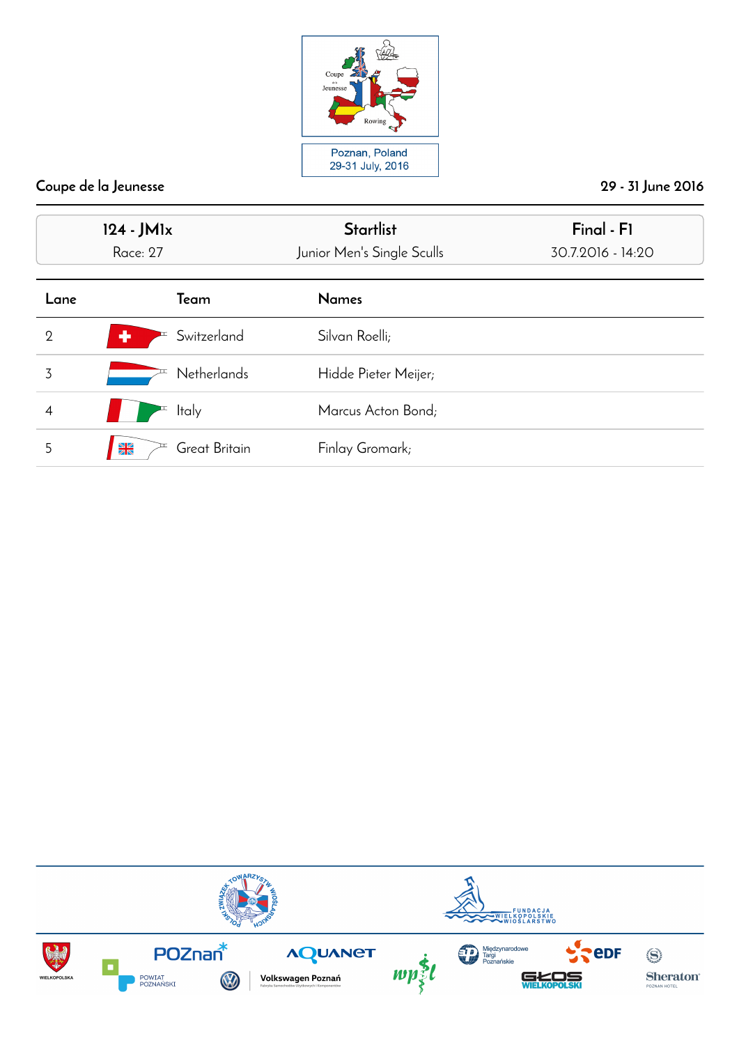Coupe de la Jeunesse

Poznan, Poland
29-31 July, 2016

Coupe de la Jeunesse | 29 - 31 June 2016

| 124 - JM1x | Startlist | Final - F1 |
|---|---|---|
| Race: 27 | Junior Men's Single Sculls | 30.7.2016 - 14:20 |

| Lane | Team | Names |
|---|---|---|
| 2 | Switzerland | Silvan Roelli; |
| 3 | Netherlands | Hidde Pieter Meijer; |
| 4 | Italy | Marcus Acton Bond; |
| 5 | Great Britain | Finlay Gromark; |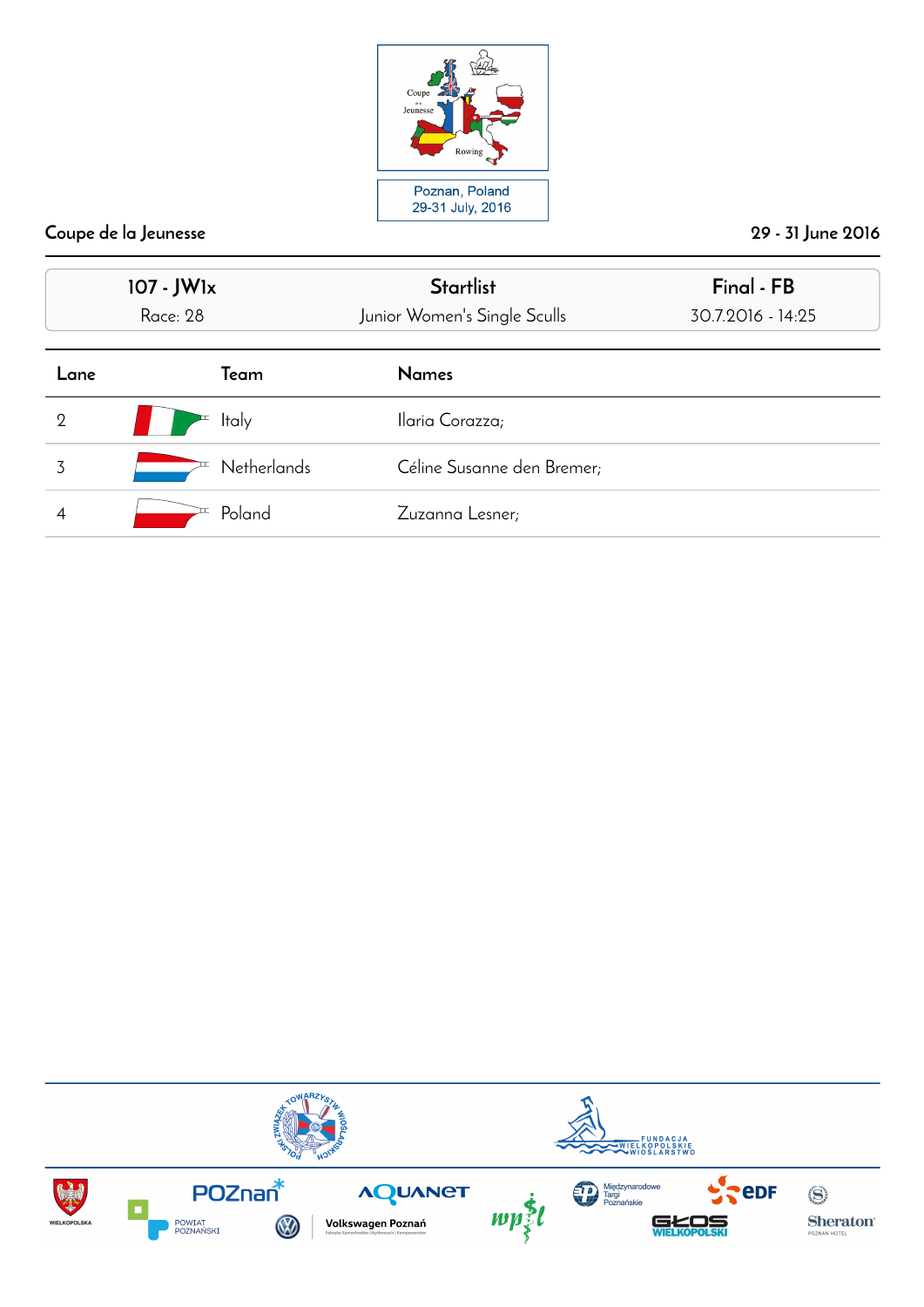Poznan, Poland
29-31 July, 2016

Coupe de la Jeunesse | 29 - 31 June 2016

| 107 - JW1x | Startlist | Final - FB |
|---|---|---|
| Race: 28 | Junior Women's Single Sculls | 30.7.2016 - 14:25 |

| Lane | Team | Names |
|---|---|---|
| 2 | Italy | Ilaria Corazza; |
| 3 | Netherlands | Céline Susanne den Bremer; |
| 4 | Poland | Zuzanna Lesner; |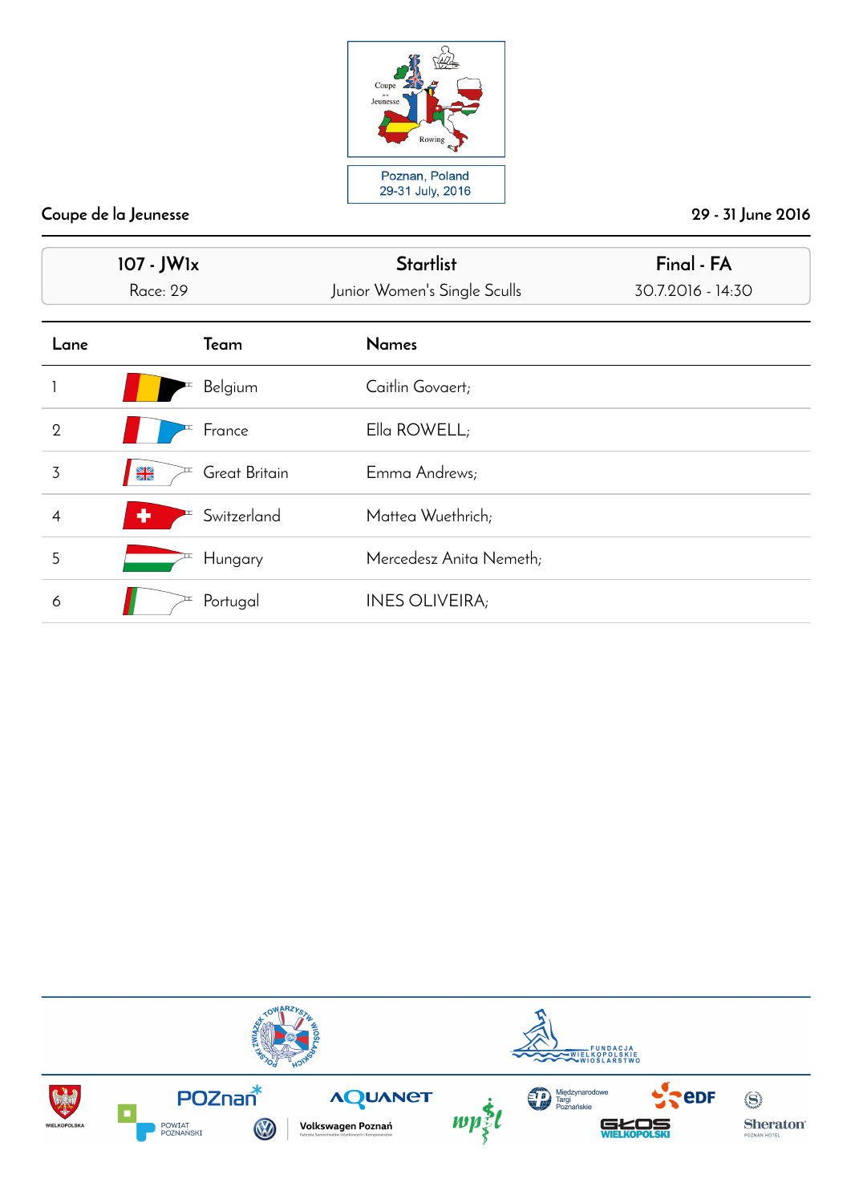Poznan, Poland
29-31 July, 2016

Coupe de la Jeunesse — 29 - 31 June 2016

| 107 - JW1x | Startlist | Final - FA |
|---|---|---|
| Race: 29 | Junior Women's Single Sculls | 30.7.2016 - 14:30 |

| Lane | Team | Names |
|---|---|---|
| 1 | Belgium | Caitlin Govaert; |
| 2 | France | Ella ROWELL; |
| 3 | Great Britain | Emma Andrews; |
| 4 | Switzerland | Mattea Wuethrich; |
| 5 | Hungary | Mercedesz Anita Nemeth; |
| 6 | Portugal | INES OLIVEIRA; |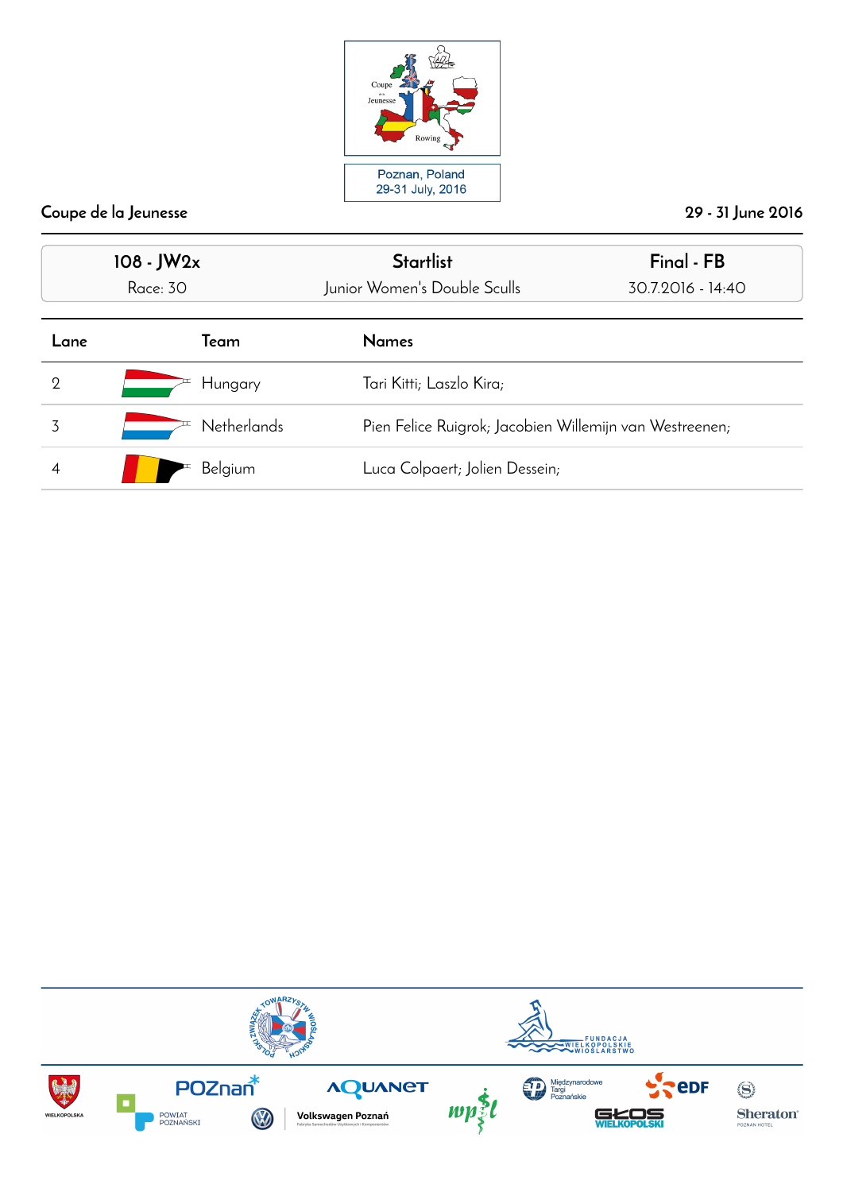Coupe de la Jeunesse

Poznan, Poland
29-31 July, 2016

29 - 31 June 2016

| 108 - JW2x | Startlist | Final - FB |
|---|---|---|
| Race: 30 | Junior Women's Double Sculls | 30.7.2016 - 14:40 |

| Lane | Team | Names |
|---|---|---|
| 2 | Hungary | Tari Kitti; Laszlo Kira; |
| 3 | Netherlands | Pien Felice Ruigrok; Jacobien Willemijn van Westreenen; |
| 4 | Belgium | Luca Colpaert; Jolien Dessein; |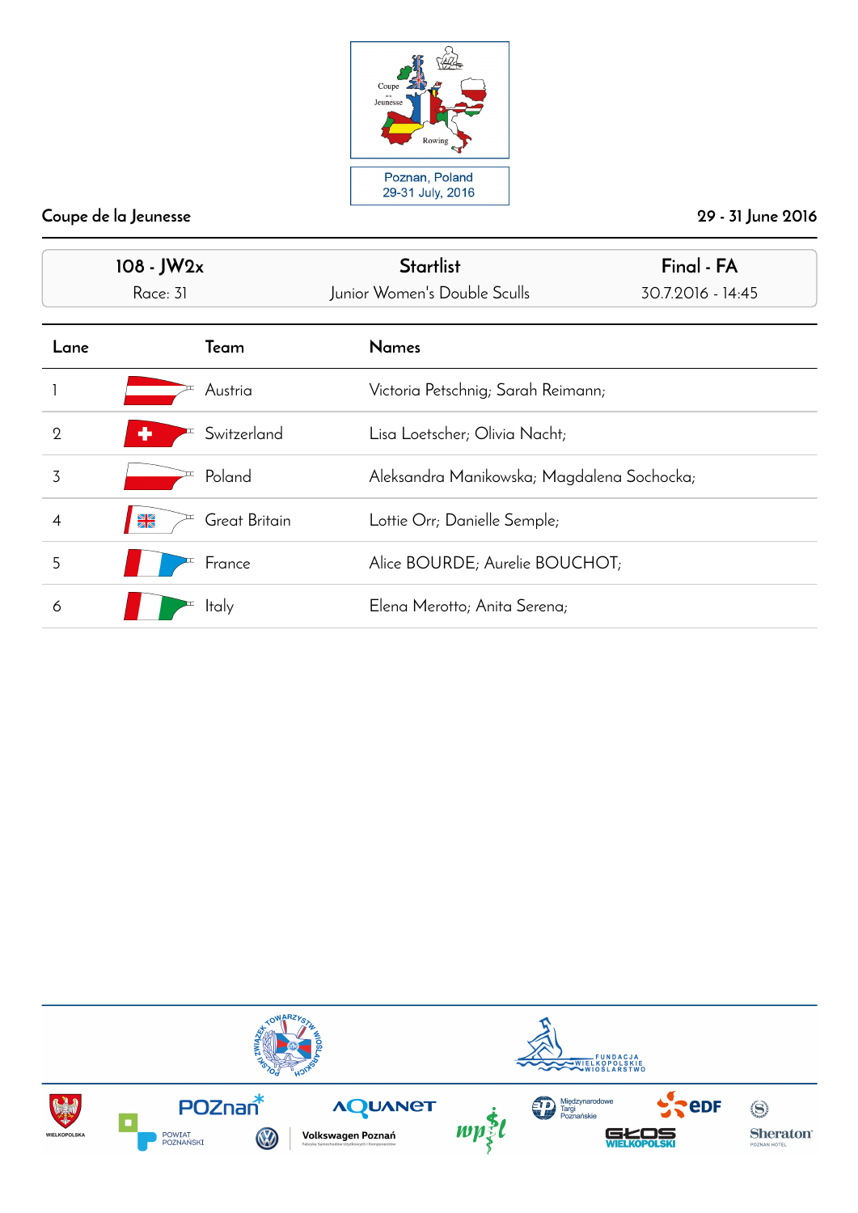Poznan, Poland
29-31 July, 2016

Coupe de la Jeunesse

29 - 31 June 2016

| 108 - JW2x | Startlist | Final - FA |
|---|---|---|
| Race: 31 | Junior Women's Double Sculls | 30.7.2016 - 14:45 |

| Lane | Team | Names |
|---|---|---|
| 1 | Austria | Victoria Petschnig; Sarah Reimann; |
| 2 | Switzerland | Lisa Loetscher; Olivia Nacht; |
| 3 | Poland | Aleksandra Manikowska; Magdalena Sochocka; |
| 4 | Great Britain | Lottie Orr; Danielle Semple; |
| 5 | France | Alice BOURDE; Aurelie BOUCHOT; |
| 6 | Italy | Elena Merotto; Anita Serena; |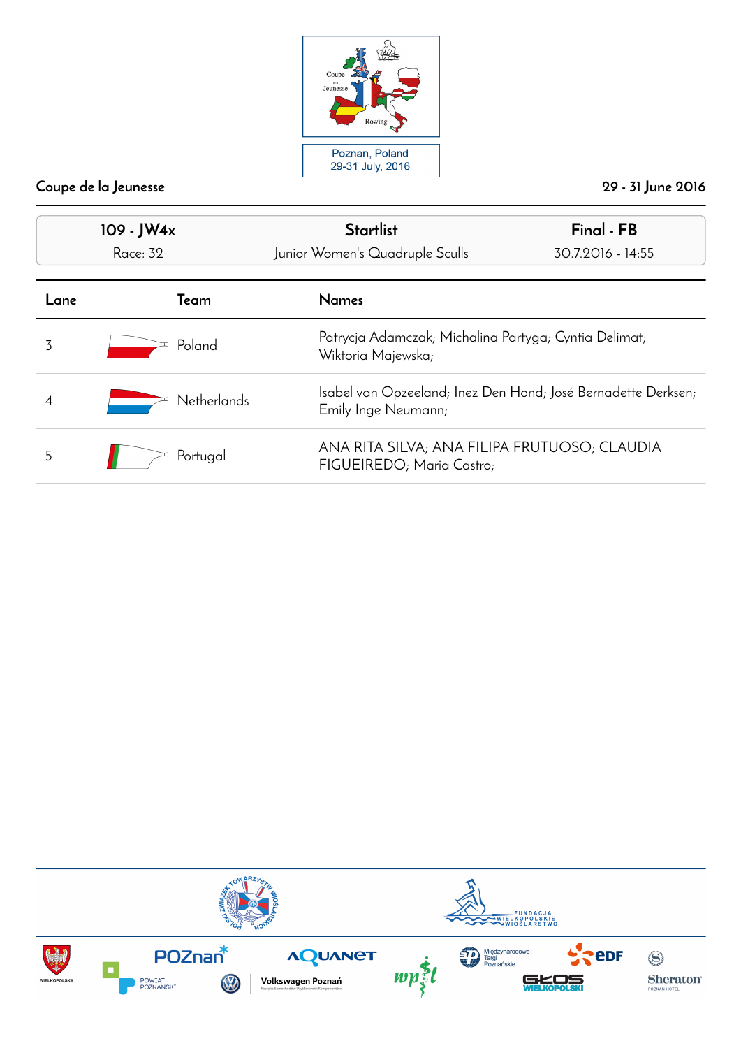Coupe de la Jeunesse

Poznan, Poland
29-31 July, 2016

29 - 31 June 2016

| 109 - JW4x | Startlist | Final - FB |
|---|---|---|
| Race: 32 | Junior Women's Quadruple Sculls | 30.7.2016 - 14:55 |

| Lane | Team | Names |
|---|---|---|
| 3 | Poland | Patrycja Adamczak; Michalina Partyga; Cyntia Delimat; Wiktoria Majewska; |
| 4 | Netherlands | Isabel van Opzeeland; Inez Den Hond; José Bernadette Derksen; Emily Inge Neumann; |
| 5 | Portugal | ANA RITA SILVA; ANA FILIPA FRUTUOSO; CLAUDIA FIGUEIREDO; Maria Castro; |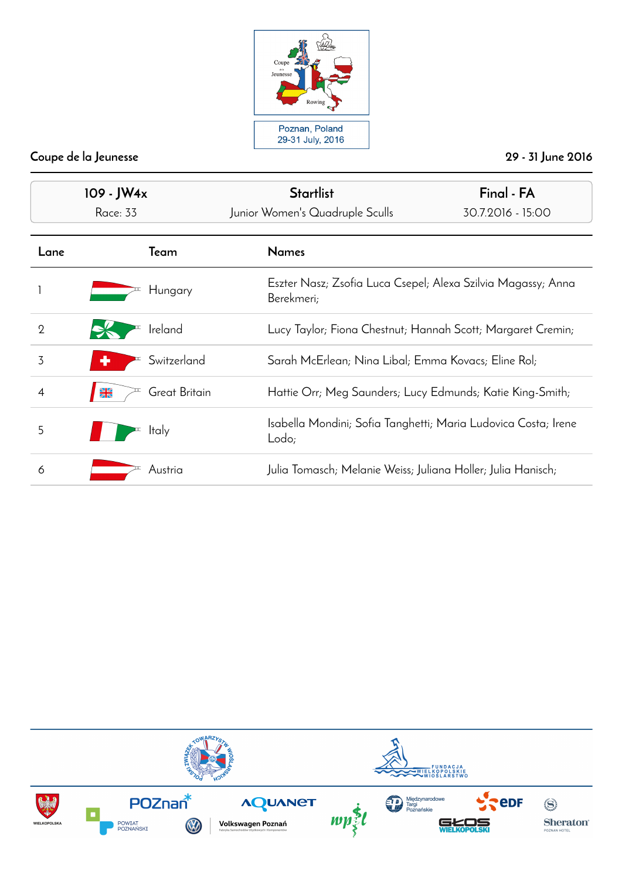Poznan, Poland
29-31 July, 2016

Coupe de la Jeunesse

29 - 31 June 2016

| 109 - JW4x | Startlist | Final - FA |
|---|---|---|
| Race: 33 | Junior Women's Quadruple Sculls | 30.7.2016 - 15:00 |

| Lane | Team | Names |
|---|---|---|
| 1 | Hungary | Eszter Nasz; Zsofia Luca Csepel; Alexa Szilvia Magassy; Anna Berekmeri; |
| 2 | Ireland | Lucy Taylor; Fiona Chestnut; Hannah Scott; Margaret Cremin; |
| 3 | Switzerland | Sarah McErlean; Nina Libal; Emma Kovacs; Eline Rol; |
| 4 | Great Britain | Hattie Orr; Meg Saunders; Lucy Edmunds; Katie King-Smith; |
| 5 | Italy | Isabella Mondini; Sofia Tanghetti; Maria Ludovica Costa; Irene Lodo; |
| 6 | Austria | Julia Tomasch; Melanie Weiss; Juliana Holler; Julia Hanisch; |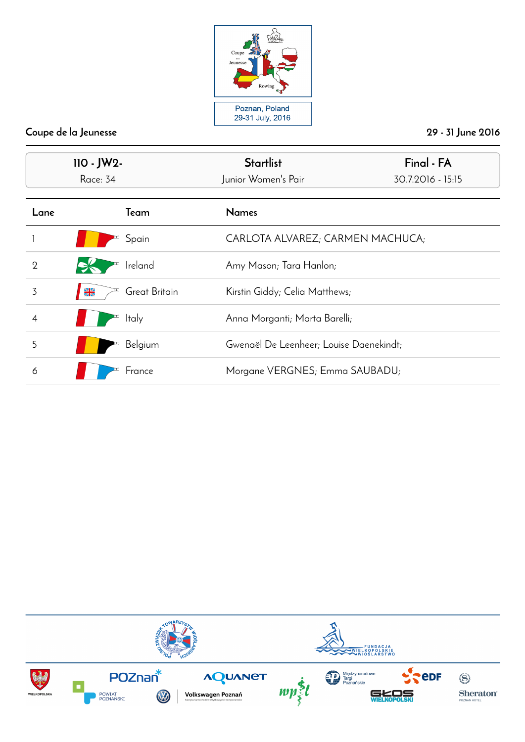Coupe de la Jeunesse | 29 - 31 June 2016

| 110 - JW2- | Startlist | Final - FA |
|---|---|---|
| Race: 34 | Junior Women's Pair | 30.7.2016 - 15:15 |

| Lane | Team | Names |
|---|---|---|
| 1 | Spain | CARLOTA ALVAREZ; CARMEN MACHUCA; |
| 2 | Ireland | Amy Mason; Tara Hanlon; |
| 3 | Great Britain | Kirstin Giddy; Celia Matthews; |
| 4 | Italy | Anna Morganti; Marta Barelli; |
| 5 | Belgium | Gwenaël De Leenheer; Louise Daenekindt; |
| 6 | France | Morgane VERGNES; Emma SAUBADU; |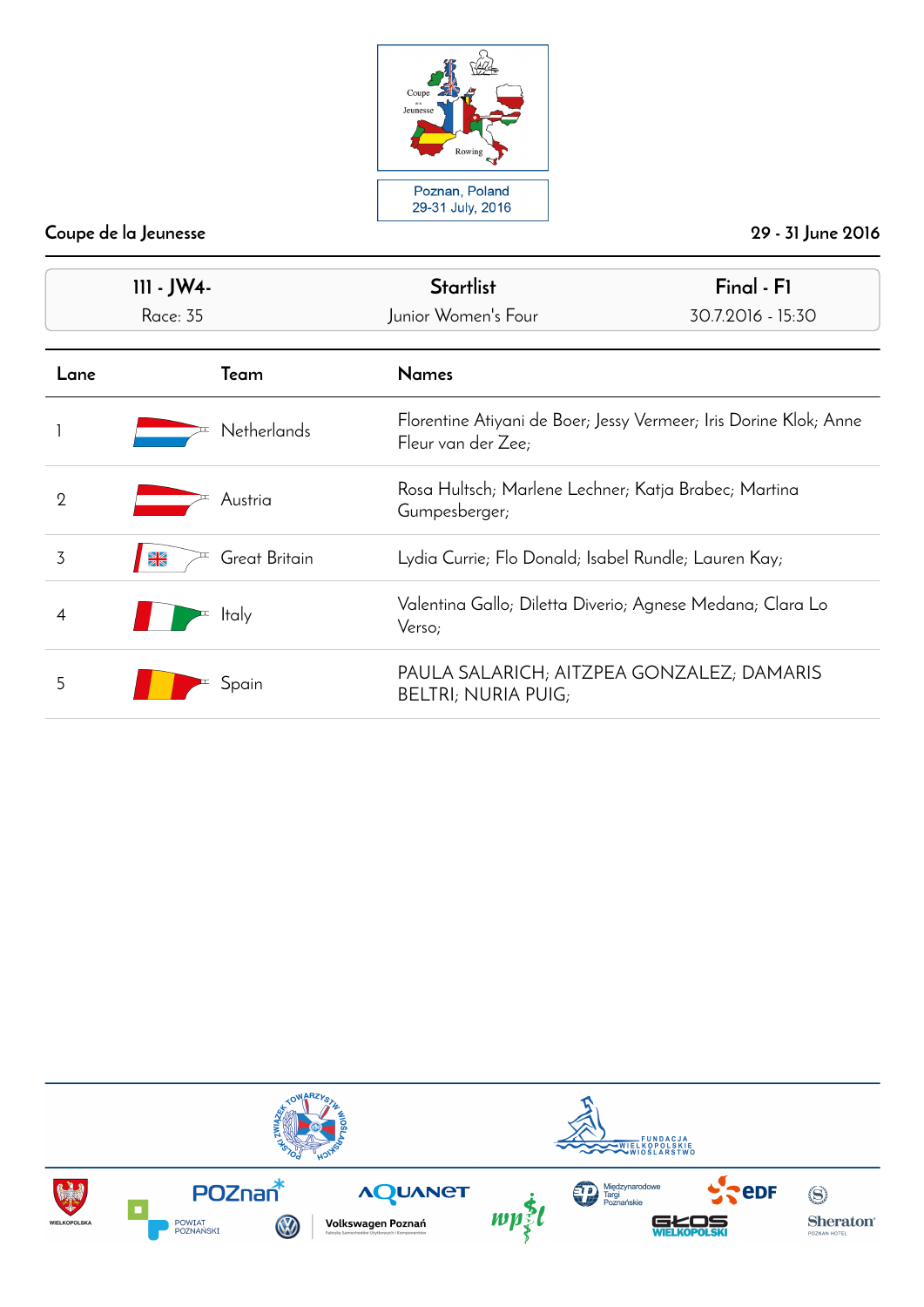Coupe de la Jeunesse

Poznan, Poland
29-31 July, 2016

Coupe de la Jeunesse — 29 - 31 June 2016

| 111 - JW4- | Startlist | Final - F1 |
|---|---|---|
| Race: 35 | Junior Women's Four | 30.7.2016 - 15:30 |

| Lane | Team | Names |
|---|---|---|
| 1 | Netherlands | Florentine Atiyani de Boer; Jessy Vermeer; Iris Dorine Klok; Anne Fleur van der Zee; |
| 2 | Austria | Rosa Hultsch; Marlene Lechner; Katja Brabec; Martina Gumpesberger; |
| 3 | Great Britain | Lydia Currie; Flo Donald; Isabel Rundle; Lauren Kay; |
| 4 | Italy | Valentina Gallo; Diletta Diverio; Agnese Medana; Clara Lo Verso; |
| 5 | Spain | PAULA SALARICH; AITZPEA GONZALEZ; DAMARIS BELTRI; NURIA PUIG; |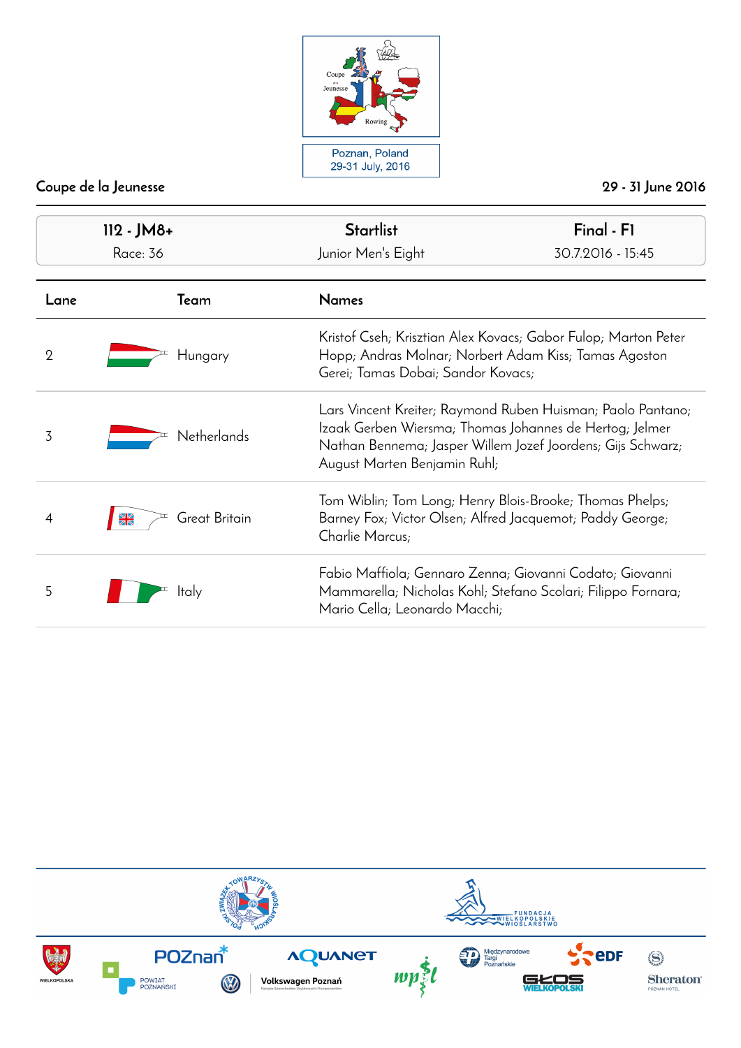Poznan, Poland
29-31 July, 2016

Coupe de la Jeunesse

29 - 31 June 2016

| 112 - JM8+ | Startlist | Final - F1 |
|---|---|---|
| Race: 36 | Junior Men's Eight | 30.7.2016 - 15:45 |

| Lane | Team | Names |
|---|---|---|
| 2 | Hungary | Kristof Cseh; Krisztian Alex Kovacs; Gabor Fulop; Marton Peter Hopp; Andras Molnar; Norbert Adam Kiss; Tamas Agoston Gerei; Tamas Dobai; Sandor Kovacs; |
| 3 | Netherlands | Lars Vincent Kreiter; Raymond Ruben Huisman; Paolo Pantano; Izaak Gerben Wiersma; Thomas Johannes de Hertog; Jelmer Nathan Bennema; Jasper Willem Jozef Joordens; Gijs Schwarz; August Marten Benjamin Ruhl; |
| 4 | Great Britain | Tom Wiblin; Tom Long; Henry Blois-Brooke; Thomas Phelps; Barney Fox; Victor Olsen; Alfred Jacquemot; Paddy George; Charlie Marcus; |
| 5 | Italy | Fabio Maffiola; Gennaro Zenna; Giovanni Codato; Giovanni Mammarella; Nicholas Kohl; Stefano Scolari; Filippo Fornara; Mario Cella; Leonardo Macchi; |